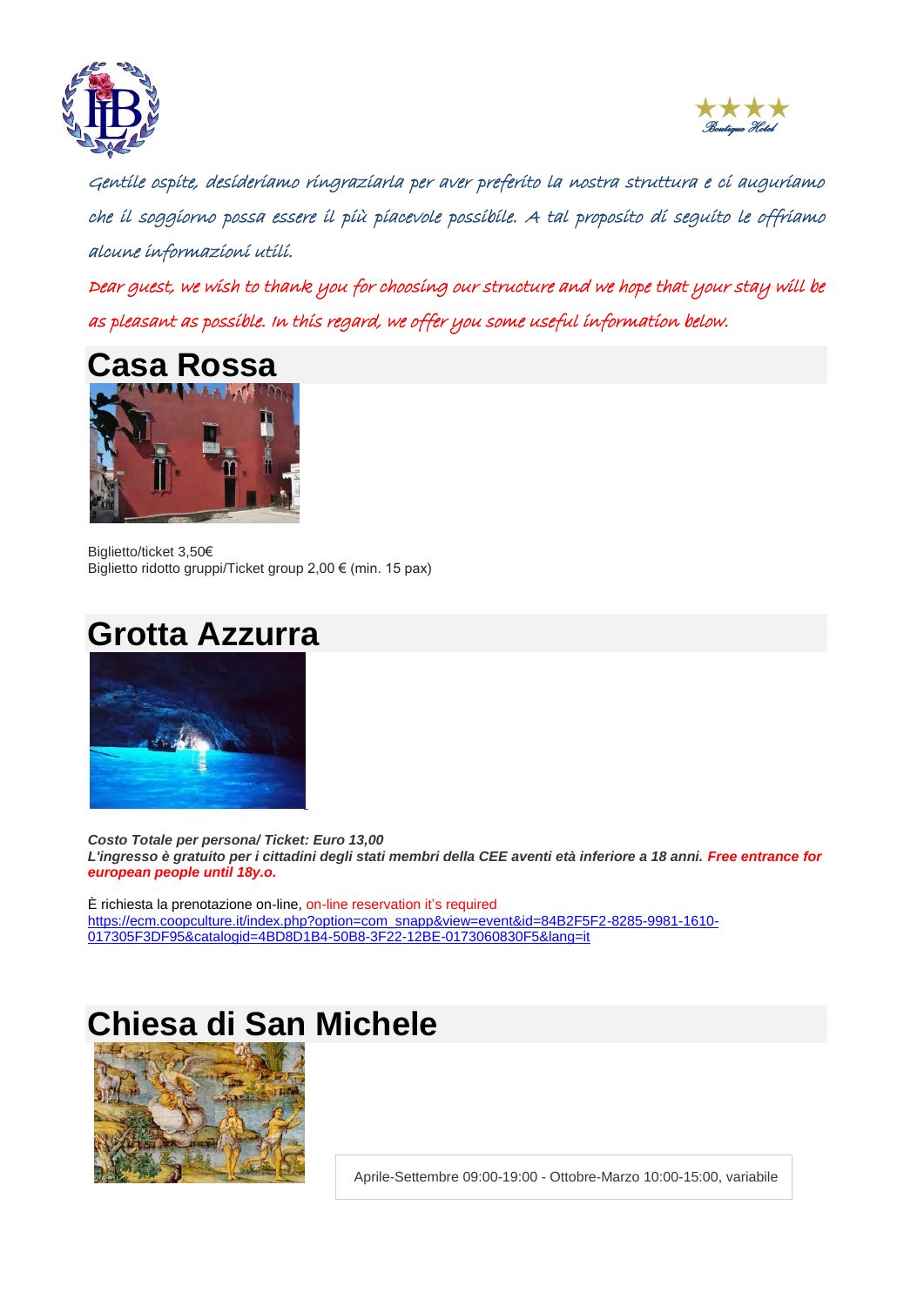Gentile ospite, desideriamo ringraziarla per aver preferito la nostra struttura e ci auguriamo che il soggiorno possa essere il più piacevole possibile. A tal proposito di seguito le offriamo alcune informazioni utili.

Dear guest, we wish to thank you for choosing our structure and we hope that your stay will be as pleasant as possible. In this regard, we offer you some useful information below.

## Casa Rossa

Biglietto/ticket 3,50€
Biglietto ridotto gruppi/Ticket group 2,00 € (min. 15 pax)

## Grotta Azzurra

***Costo Totale per persona/ Ticket: Euro 13,00***
***L'ingresso è gratuito per i cittadini degli stati membri della CEE aventi età inferiore a 18 anni. Free entrance for european people until 18y.o.***

È richiesta la prenotazione on-line, on-line reservation it's required
https://ecm.coopculture.it/index.php?option=com_snapp&view=event&id=84B2F5F2-8285-9981-1610-017305F3DF95&catalogid=4BD8D1B4-50B8-3F22-12BE-0173060830F5&lang=it

## Chiesa di San Michele

Aprile-Settembre 09:00-19:00 - Ottobre-Marzo 10:00-15:00, variabile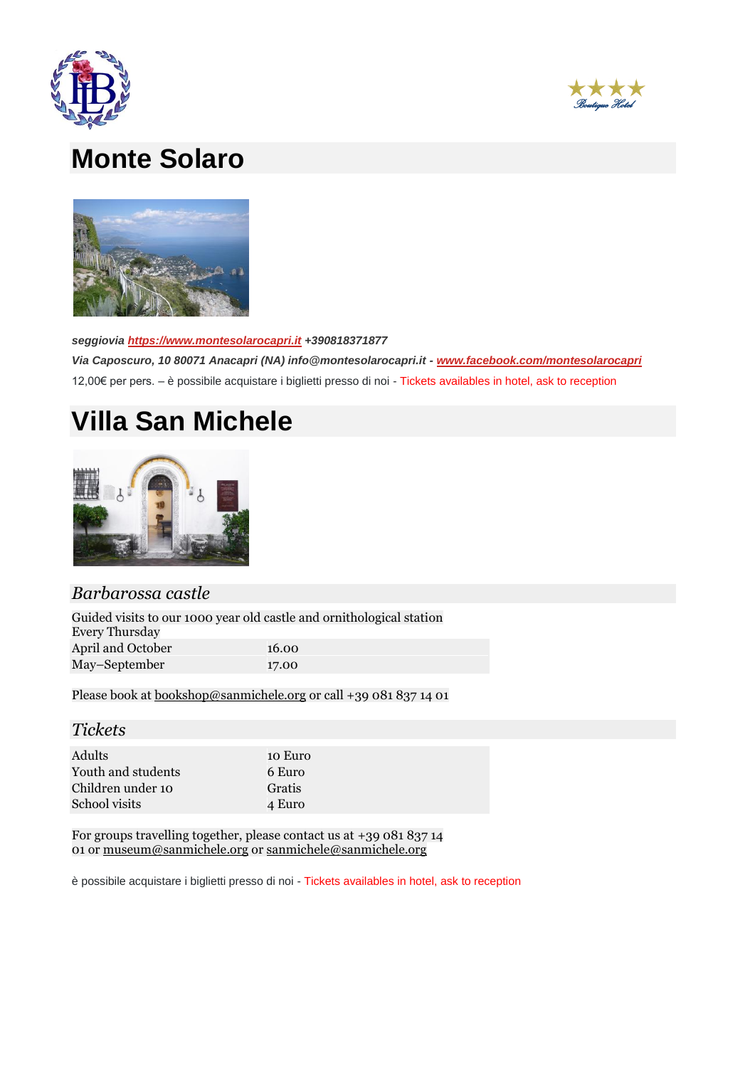# Monte Solaro

***seggiovia [https://www.montesolarocapri.it](https://www.montesolarocapri.it) +390818371877***

***Via Caposcuro, 10 80071 Anacapri (NA) info@montesolarocapri.it - [www.facebook.com/montesolarocapri](www.facebook.com/montesolarocapri)***

12,00€ per pers. – è possibile acquistare i biglietti presso di noi - Tickets availables in hotel, ask to reception

# Villa San Michele

## *Barbarossa castle*

Guided visits to our 1000 year old castle and ornithological station
Every Thursday

| | |
|---|---|
| April and October | 16.00 |
| May–September | 17.00 |

Please book at bookshop@sanmichele.org or call +39 081 837 14 01

## *Tickets*

| | |
|---|---|
| Adults | 10 Euro |
| Youth and students | 6 Euro |
| Children under 10 | Gratis |
| School visits | 4 Euro |

For groups travelling together, please contact us at +39 081 837 14 01 or museum@sanmichele.org or sanmichele@sanmichele.org

è possibile acquistare i biglietti presso di noi - Tickets availables in hotel, ask to reception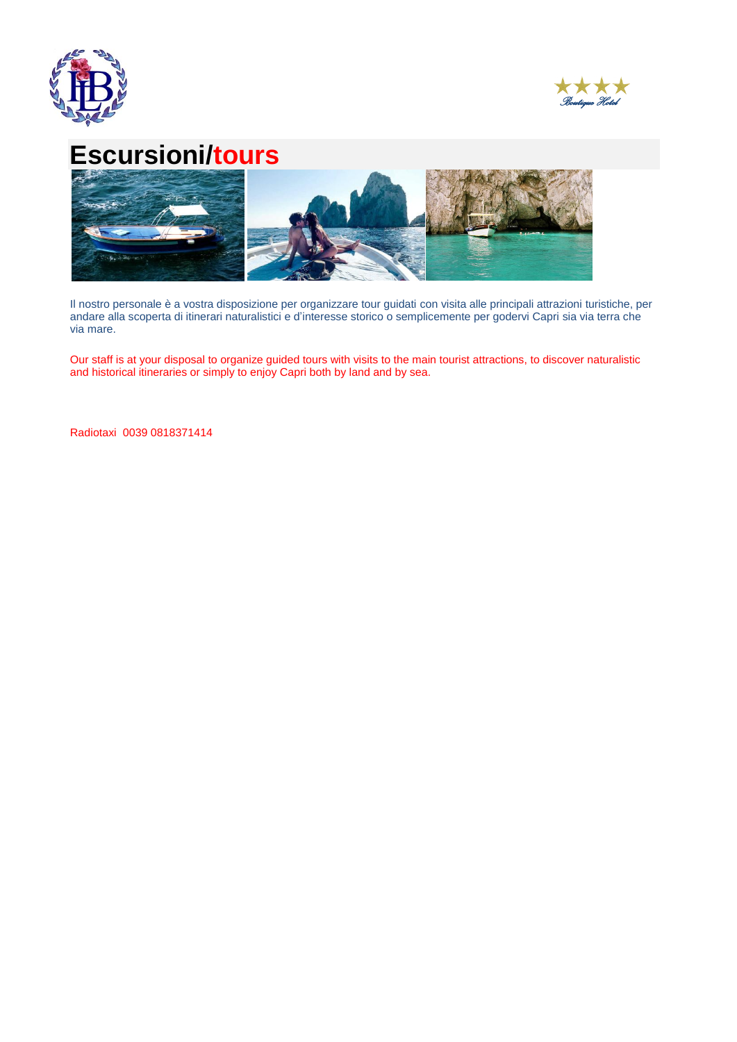# Escursioni/tours

Il nostro personale è a vostra disposizione per organizzare tour guidati con visita alle principali attrazioni turistiche, per andare alla scoperta di itinerari naturalistici e d'interesse storico o semplicemente per godervi Capri sia via terra che via mare.

Our staff is at your disposal to organize guided tours with visits to the main tourist attractions, to discover naturalistic and historical itineraries or simply to enjoy Capri both by land and by sea.

Radiotaxi 0039 0818371414